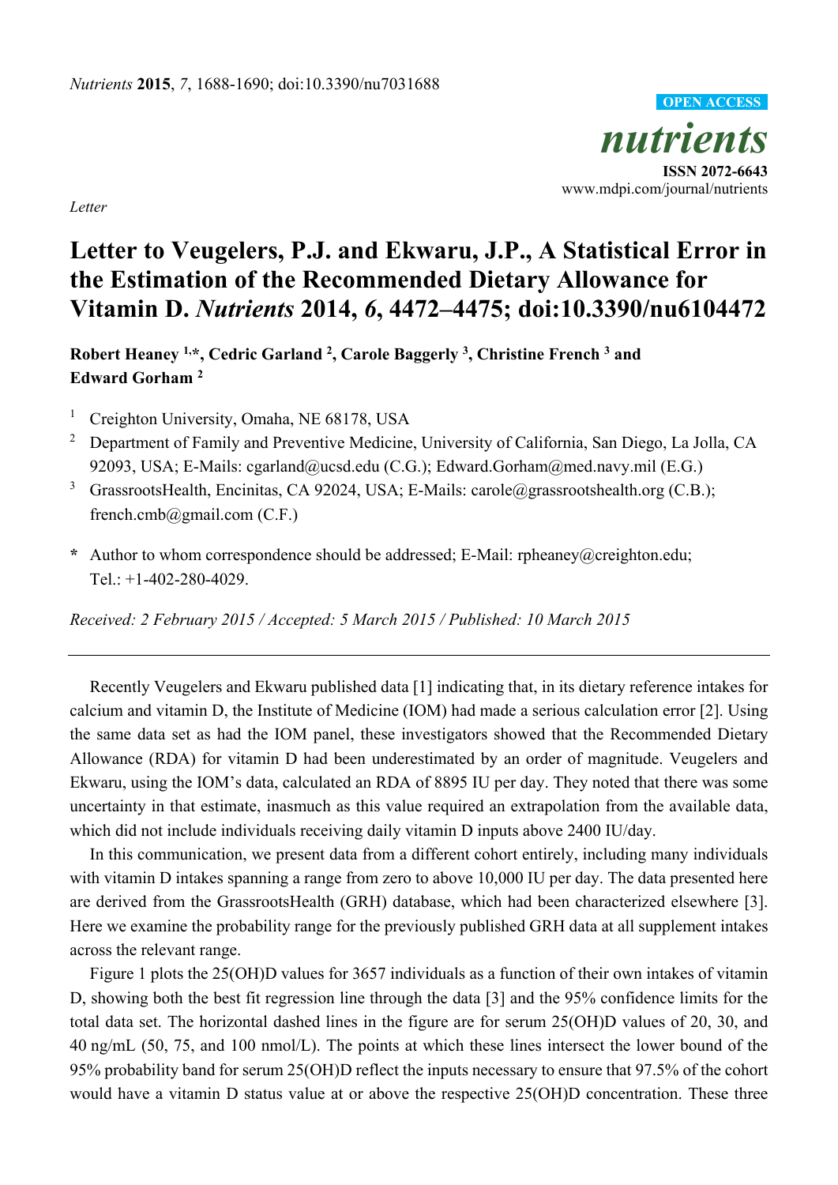*Letter*

# Letter to Veugelers, P.J. and Ekwaru, J.P., A Statistical Error in the Estimation of the Recommended Dietary Allowance for Vitamin D. *Nutrients* 2014, *6*, 4472–4475; doi:10.3390/nu6104472

**Robert Heaney [1,*], Cedric Garland [2], Carole Baggerly [3], Christine French [3] and Edward Gorham [2]**

[1] Creighton University, Omaha, NE 68178, USA

[2] Department of Family and Preventive Medicine, University of California, San Diego, La Jolla, CA 92093, USA; E-Mails: cgarland@ucsd.edu (C.G.); Edward.Gorham@med.navy.mil (E.G.)

[3] GrassrootsHealth, Encinitas, CA 92024, USA; E-Mails: carole@grassrootshealth.org (C.B.); french.cmb@gmail.com (C.F.)

**\*** Author to whom correspondence should be addressed; E-Mail: rpheaney@creighton.edu; Tel.: +1-402-280-4029.

*Received: 2 February 2015 / Accepted: 5 March 2015 / Published: 10 March 2015*

---

Recently Veugelers and Ekwaru published data [1] indicating that, in its dietary reference intakes for calcium and vitamin D, the Institute of Medicine (IOM) had made a serious calculation error [2]. Using the same data set as had the IOM panel, these investigators showed that the Recommended Dietary Allowance (RDA) for vitamin D had been underestimated by an order of magnitude. Veugelers and Ekwaru, using the IOM's data, calculated an RDA of 8895 IU per day. They noted that there was some uncertainty in that estimate, inasmuch as this value required an extrapolation from the available data, which did not include individuals receiving daily vitamin D inputs above 2400 IU/day.

In this communication, we present data from a different cohort entirely, including many individuals with vitamin D intakes spanning a range from zero to above 10,000 IU per day. The data presented here are derived from the GrassrootsHealth (GRH) database, which had been characterized elsewhere [3]. Here we examine the probability range for the previously published GRH data at all supplement intakes across the relevant range.

Figure 1 plots the 25(OH)D values for 3657 individuals as a function of their own intakes of vitamin D, showing both the best fit regression line through the data [3] and the 95% confidence limits for the total data set. The horizontal dashed lines in the figure are for serum 25(OH)D values of 20, 30, and 40 ng/mL (50, 75, and 100 nmol/L). The points at which these lines intersect the lower bound of the 95% probability band for serum 25(OH)D reflect the inputs necessary to ensure that 97.5% of the cohort would have a vitamin D status value at or above the respective 25(OH)D concentration. These three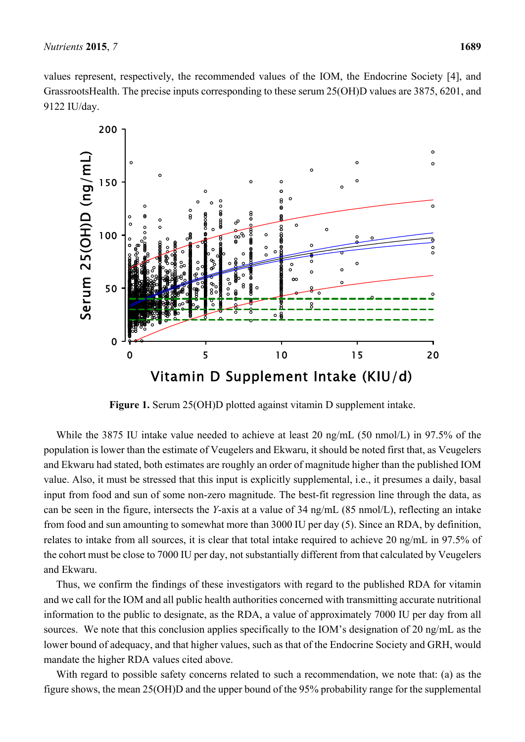values represent, respectively, the recommended values of the IOM, the Endocrine Society [4], and GrassrootsHealth. The precise inputs corresponding to these serum 25(OH)D values are 3875, 6201, and 9122 IU/day.

**Figure 1.** Serum 25(OH)D plotted against vitamin D supplement intake.

While the 3875 IU intake value needed to achieve at least 20 ng/mL (50 nmol/L) in 97.5% of the population is lower than the estimate of Veugelers and Ekwaru, it should be noted first that, as Veugelers and Ekwaru had stated, both estimates are roughly an order of magnitude higher than the published IOM value. Also, it must be stressed that this input is explicitly supplemental, i.e., it presumes a daily, basal input from food and sun of some non-zero magnitude. The best-fit regression line through the data, as can be seen in the figure, intersects the *Y*-axis at a value of 34 ng/mL (85 nmol/L), reflecting an intake from food and sun amounting to somewhat more than 3000 IU per day (5). Since an RDA, by definition, relates to intake from all sources, it is clear that total intake required to achieve 20 ng/mL in 97.5% of the cohort must be close to 7000 IU per day, not substantially different from that calculated by Veugelers and Ekwaru.

Thus, we confirm the findings of these investigators with regard to the published RDA for vitamin and we call for the IOM and all public health authorities concerned with transmitting accurate nutritional information to the public to designate, as the RDA, a value of approximately 7000 IU per day from all sources. We note that this conclusion applies specifically to the IOM's designation of 20 ng/mL as the lower bound of adequacy, and that higher values, such as that of the Endocrine Society and GRH, would mandate the higher RDA values cited above.

With regard to possible safety concerns related to such a recommendation, we note that: (a) as the figure shows, the mean 25(OH)D and the upper bound of the 95% probability range for the supplemental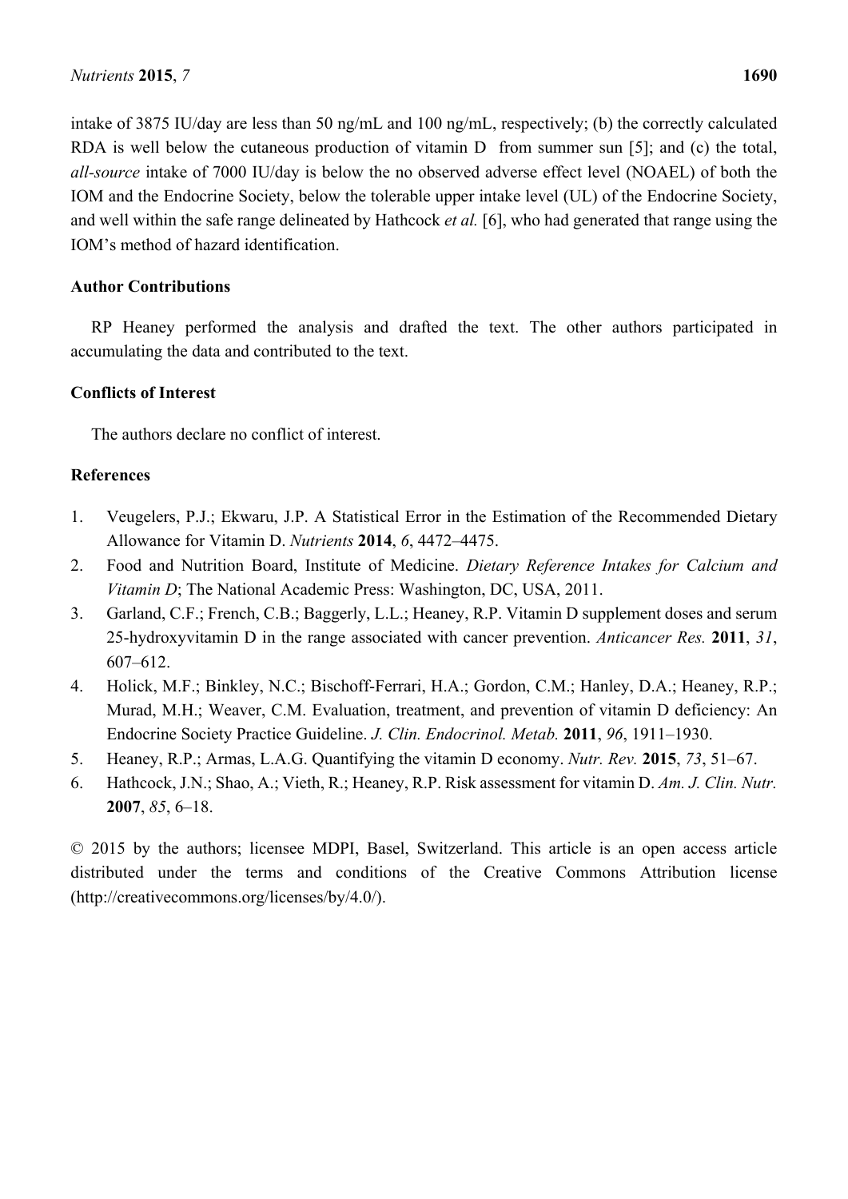intake of 3875 IU/day are less than 50 ng/mL and 100 ng/mL, respectively; (b) the correctly calculated RDA is well below the cutaneous production of vitamin D from summer sun [5]; and (c) the total, *all-source* intake of 7000 IU/day is below the no observed adverse effect level (NOAEL) of both the IOM and the Endocrine Society, below the tolerable upper intake level (UL) of the Endocrine Society, and well within the safe range delineated by Hathcock *et al.* [6], who had generated that range using the IOM's method of hazard identification.

## Author Contributions

RP Heaney performed the analysis and drafted the text. The other authors participated in accumulating the data and contributed to the text.

## Conflicts of Interest

The authors declare no conflict of interest.

## References

1. Veugelers, P.J.; Ekwaru, J.P. A Statistical Error in the Estimation of the Recommended Dietary Allowance for Vitamin D. *Nutrients* **2014**, *6*, 4472–4475.
2. Food and Nutrition Board, Institute of Medicine. *Dietary Reference Intakes for Calcium and Vitamin D*; The National Academic Press: Washington, DC, USA, 2011.
3. Garland, C.F.; French, C.B.; Baggerly, L.L.; Heaney, R.P. Vitamin D supplement doses and serum 25-hydroxyvitamin D in the range associated with cancer prevention. *Anticancer Res.* **2011**, *31*, 607–612.
4. Holick, M.F.; Binkley, N.C.; Bischoff-Ferrari, H.A.; Gordon, C.M.; Hanley, D.A.; Heaney, R.P.; Murad, M.H.; Weaver, C.M. Evaluation, treatment, and prevention of vitamin D deficiency: An Endocrine Society Practice Guideline. *J. Clin. Endocrinol. Metab.* **2011**, *96*, 1911–1930.
5. Heaney, R.P.; Armas, L.A.G. Quantifying the vitamin D economy. *Nutr. Rev.* **2015**, *73*, 51–67.
6. Hathcock, J.N.; Shao, A.; Vieth, R.; Heaney, R.P. Risk assessment for vitamin D. *Am. J. Clin. Nutr.* **2007**, *85*, 6–18.

© 2015 by the authors; licensee MDPI, Basel, Switzerland. This article is an open access article distributed under the terms and conditions of the Creative Commons Attribution license (http://creativecommons.org/licenses/by/4.0/).